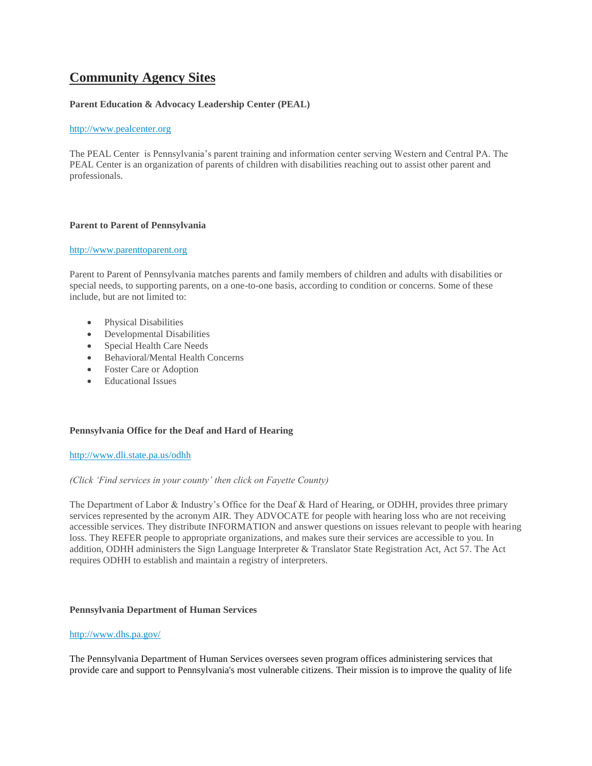# Community Agency Sites

**Parent Education & Advocacy Leadership Center (PEAL)**

[http://www.pealcenter.org](http://www.pealcenter.org)

The PEAL Center is Pennsylvania's parent training and information center serving Western and Central PA. The PEAL Center is an organization of parents of children with disabilities reaching out to assist other parent and professionals.

**Parent to Parent of Pennsylvania**

[http://www.parenttoparent.org](http://www.parenttoparent.org)

Parent to Parent of Pennsylvania matches parents and family members of children and adults with disabilities or special needs, to supporting parents, on a one-to-one basis, according to condition or concerns. Some of these include, but are not limited to:

- Physical Disabilities
- Developmental Disabilities
- Special Health Care Needs
- Behavioral/Mental Health Concerns
- Foster Care or Adoption
- Educational Issues

**Pennsylvania Office for the Deaf and Hard of Hearing**

[http://www.dli.state.pa.us/odhh](http://www.dli.state.pa.us/odhh)

*(Click 'Find services in your county' then click on Fayette County)*

The Department of Labor & Industry's Office for the Deaf & Hard of Hearing, or ODHH, provides three primary services represented by the acronym AIR. They ADVOCATE for people with hearing loss who are not receiving accessible services. They distribute INFORMATION and answer questions on issues relevant to people with hearing loss. They REFER people to appropriate organizations, and makes sure their services are accessible to you. In addition, ODHH administers the Sign Language Interpreter & Translator State Registration Act, Act 57. The Act requires ODHH to establish and maintain a registry of interpreters.

**Pennsylvania Department of Human Services**

[http://www.dhs.pa.gov/](http://www.dhs.pa.gov/)

The Pennsylvania Department of Human Services oversees seven program offices administering services that provide care and support to Pennsylvania's most vulnerable citizens. Their mission is to improve the quality of life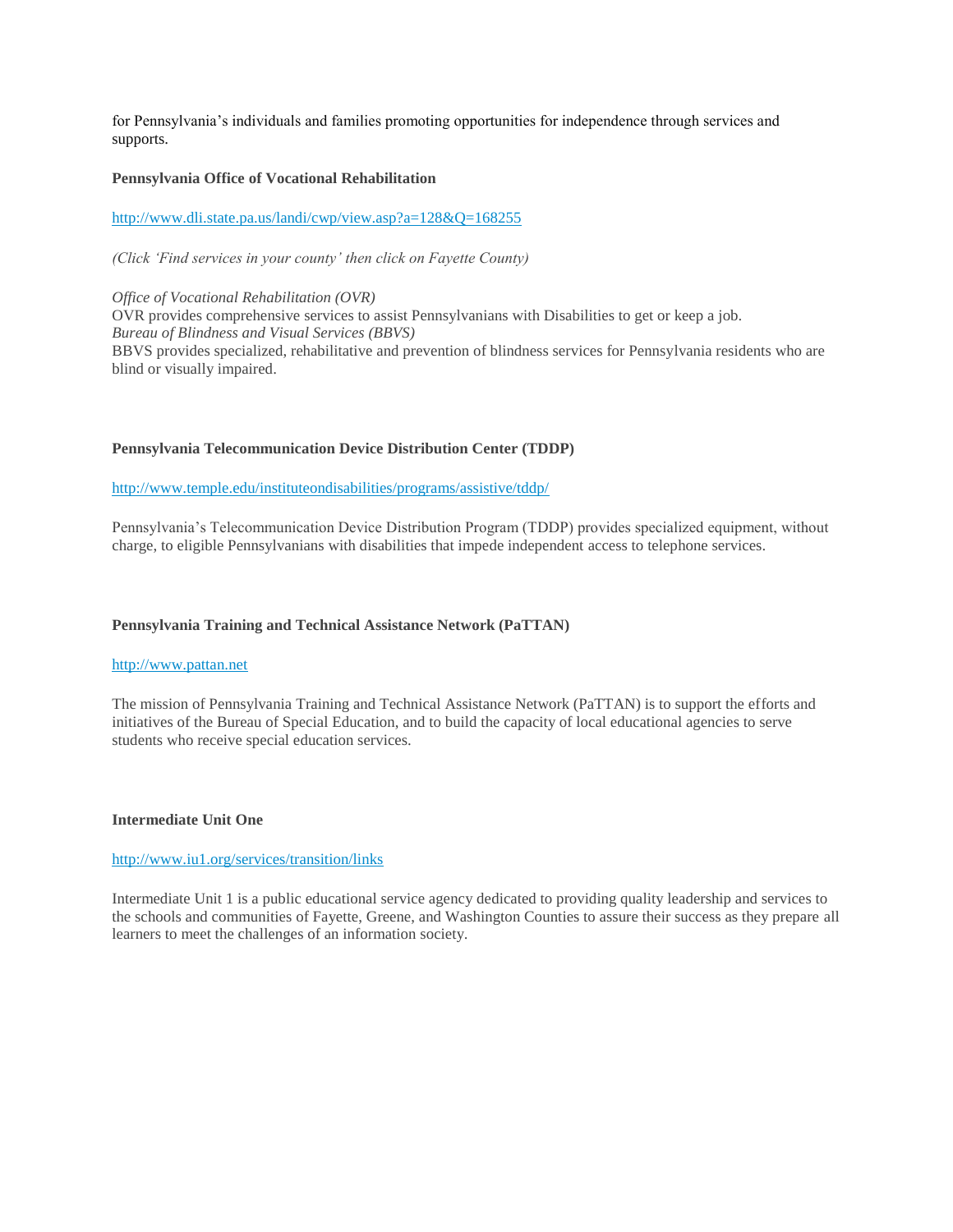for Pennsylvania's individuals and families promoting opportunities for independence through services and supports.

**Pennsylvania Office of Vocational Rehabilitation**

http://www.dli.state.pa.us/landi/cwp/view.asp?a=128&Q=168255

*(Click 'Find services in your county' then click on Fayette County)*

*Office of Vocational Rehabilitation (OVR)*
OVR provides comprehensive services to assist Pennsylvanians with Disabilities to get or keep a job.
*Bureau of Blindness and Visual Services (BBVS)*
BBVS provides specialized, rehabilitative and prevention of blindness services for Pennsylvania residents who are blind or visually impaired.

**Pennsylvania Telecommunication Device Distribution Center (TDDP)**

http://www.temple.edu/instituteondisabilities/programs/assistive/tddp/

Pennsylvania's Telecommunication Device Distribution Program (TDDP) provides specialized equipment, without charge, to eligible Pennsylvanians with disabilities that impede independent access to telephone services.

**Pennsylvania Training and Technical Assistance Network (PaTTAN)**

http://www.pattan.net

The mission of Pennsylvania Training and Technical Assistance Network (PaTTAN) is to support the efforts and initiatives of the Bureau of Special Education, and to build the capacity of local educational agencies to serve students who receive special education services.

**Intermediate Unit One**

http://www.iu1.org/services/transition/links

Intermediate Unit 1 is a public educational service agency dedicated to providing quality leadership and services to the schools and communities of Fayette, Greene, and Washington Counties to assure their success as they prepare all learners to meet the challenges of an information society.